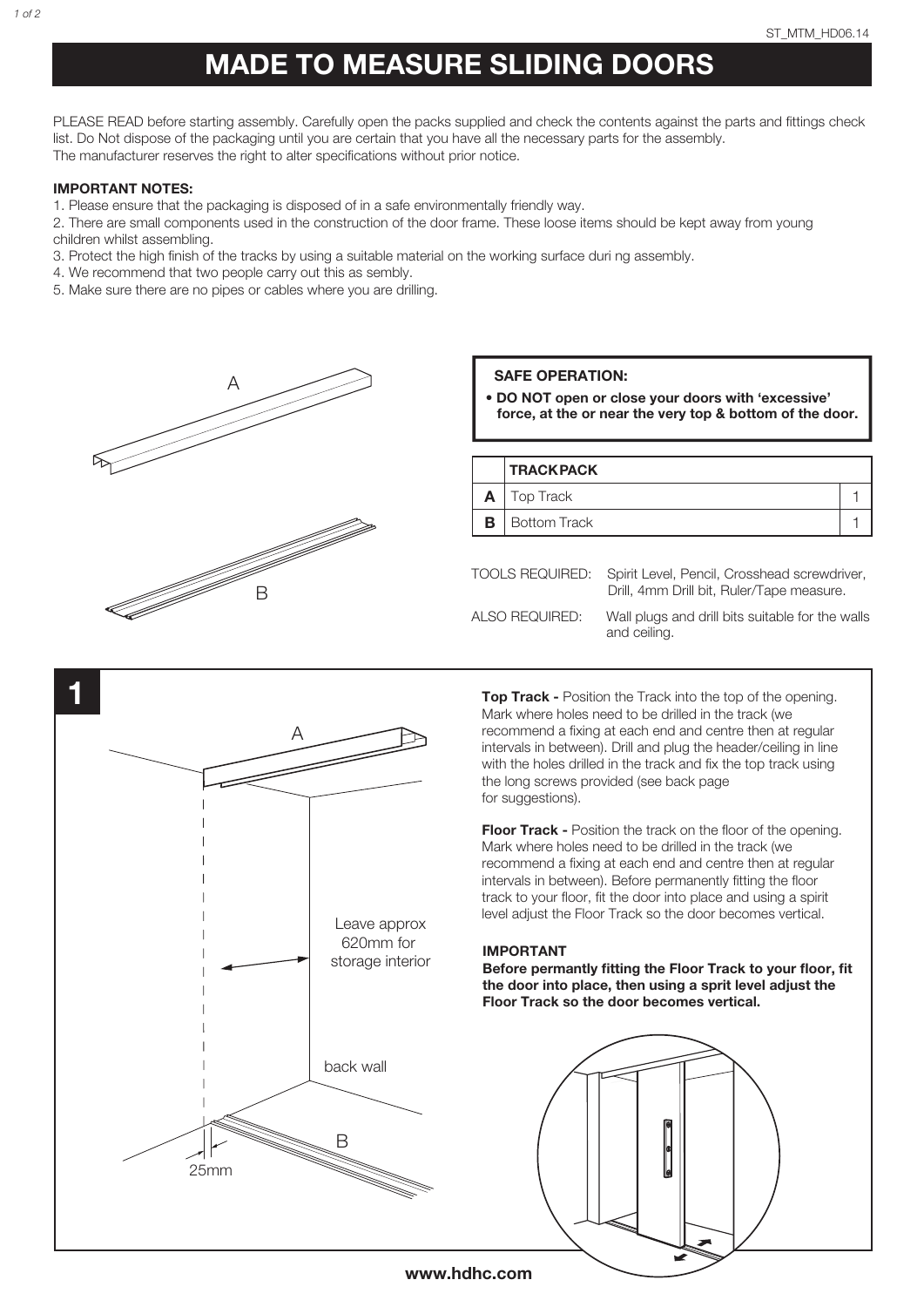# MADE TO MEASURE SLIDING DOORS

PLEASE READ before starting assembly. Carefully open the packs supplied and check the contents against the parts and fittings check list. Do Not dispose of the packaging until you are certain that you have all the necessary parts for the assembly.
The manufacturer reserves the right to alter specifications without prior notice.

**IMPORTANT NOTES:**

1. Please ensure that the packaging is disposed of in a safe environmentally friendly way.
2. There are small components used in the construction of the door frame. These loose items should be kept away from young children whilst assembling.
3. Protect the high finish of the tracks by using a suitable material on the working surface duri ng assembly.
4. We recommend that two people carry out this as sembly.
5. Make sure there are no pipes or cables where you are drilling.

**SAFE OPERATION:**

- **DO NOT open or close your doors with 'excessive' force, at the or near the very top & bottom of the door.**

| | TRACK PACK | |
|---|---|---|
| A | Top Track | 1 |
| B | Bottom Track | 1 |

TOOLS REQUIRED: Spirit Level, Pencil, Crosshead screwdriver, Drill, 4mm Drill bit, Ruler/Tape measure.

ALSO REQUIRED: Wall plugs and drill bits suitable for the walls and ceiling.

## 1

Leave approx 620mm for storage interior

back wall

25mm

**Top Track -** Position the Track into the top of the opening. Mark where holes need to be drilled in the track (we recommend a fixing at each end and centre then at regular intervals in between). Drill and plug the header/ceiling in line with the holes drilled in the track and fix the top track using the long screws provided (see back page for suggestions).

**Floor Track -** Position the track on the floor of the opening. Mark where holes need to be drilled in the track (we recommend a fixing at each end and centre then at regular intervals in between). Before permanently fitting the floor track to your floor, fit the door into place and using a spirit level adjust the Floor Track so the door becomes vertical.

**IMPORTANT**

**Before permantly fitting the Floor Track to your floor, fit the door into place, then using a sprit level adjust the Floor Track so the door becomes vertical.**

**www.hdhc.com**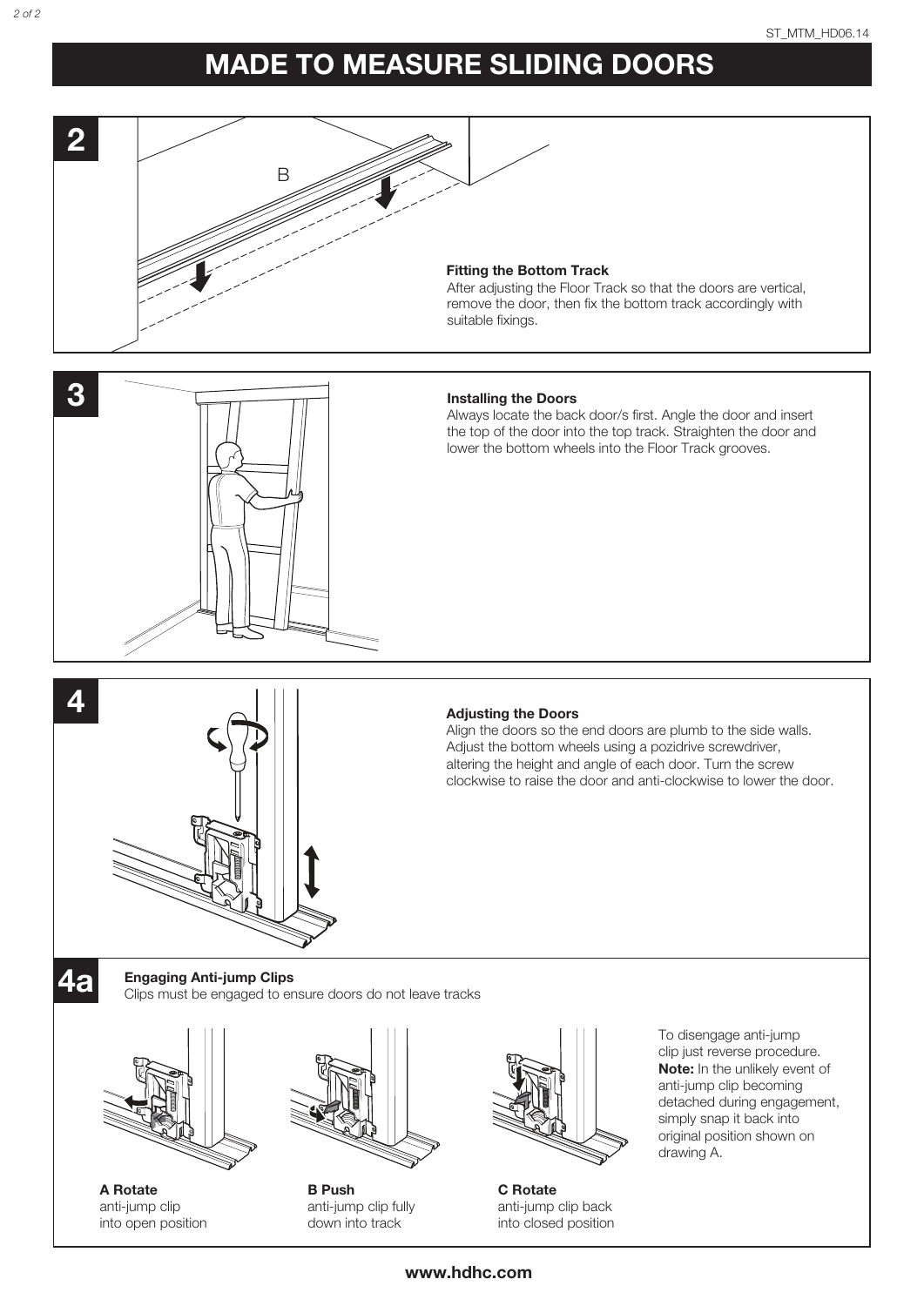# MADE TO MEASURE SLIDING DOORS

## 2

B

**Fitting the Bottom Track**

After adjusting the Floor Track so that the doors are vertical, remove the door, then fix the bottom track accordingly with suitable fixings.

## 3

**Installing the Doors**

Always locate the back door/s first. Angle the door and insert the top of the door into the top track. Straighten the door and lower the bottom wheels into the Floor Track grooves.

## 4

**Adjusting the Doors**

Align the doors so the end doors are plumb to the side walls. Adjust the bottom wheels using a pozidrive screwdriver, altering the height and angle of each door. Turn the screw clockwise to raise the door and anti-clockwise to lower the door.

## 4a

**Engaging Anti-jump Clips**

Clips must be engaged to ensure doors do not leave tracks

**A Rotate** anti-jump clip into open position

**B Push** anti-jump clip fully down into track

**C Rotate** anti-jump clip back into closed position

To disengage anti-jump clip just reverse procedure. **Note:** In the unlikely event of anti-jump clip becoming detached during engagement, simply snap it back into original position shown on drawing A.

www.hdhc.com